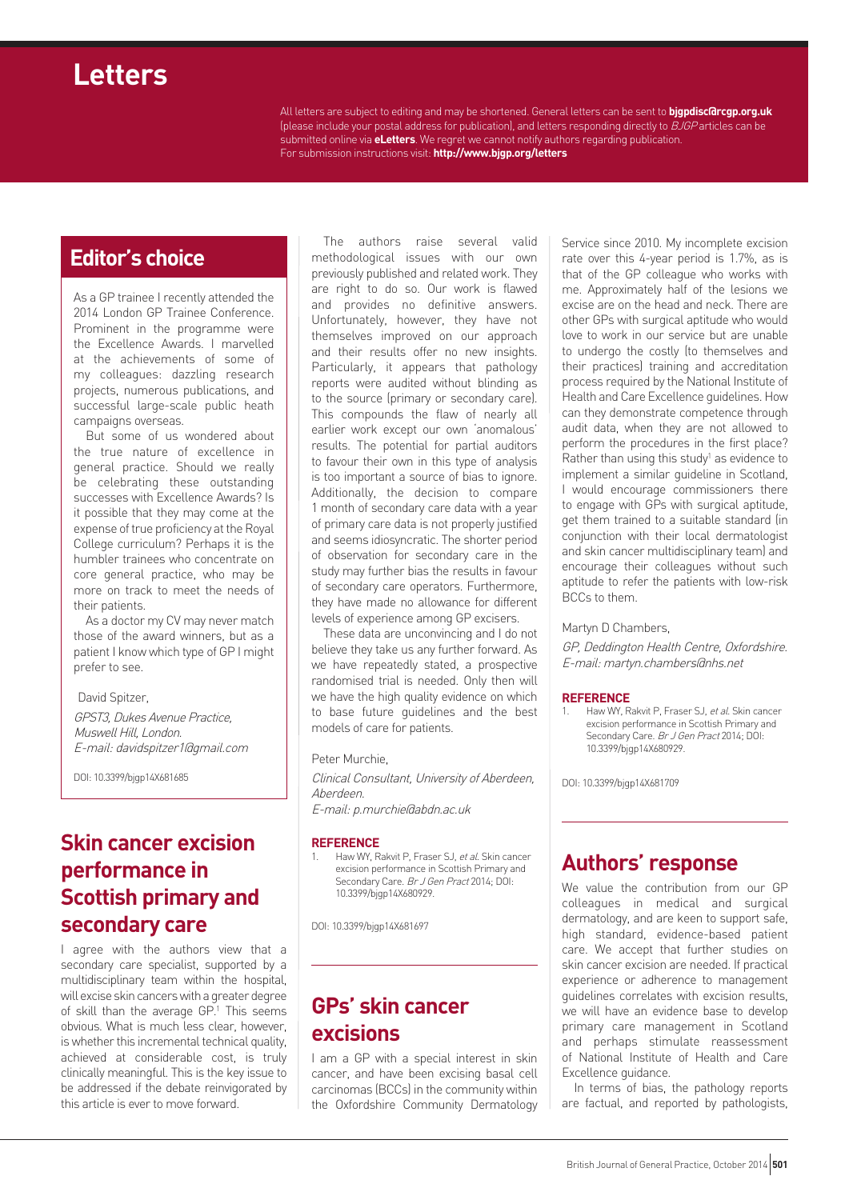# Letters

All letters are subject to editing and may be shortened. General letters can be sent to **bjgpdisc@rcgp.org.uk** (please include your postal address for publication), and letters responding directly to *BJGP* articles can be submitted online via **eLetters**. We regret we cannot notify authors regarding publication. For submission instructions visit: **http://www.bjgp.org/letters**

## Editor's choice

As a GP trainee I recently attended the 2014 London GP Trainee Conference. Prominent in the programme were the Excellence Awards. I marvelled at the achievements of some of my colleagues: dazzling research projects, numerous publications, and successful large-scale public heath campaigns overseas.

But some of us wondered about the true nature of excellence in general practice. Should we really be celebrating these outstanding successes with Excellence Awards? Is it possible that they may come at the expense of true proficiency at the Royal College curriculum? Perhaps it is the humbler trainees who concentrate on core general practice, who may be more on track to meet the needs of their patients.

As a doctor my CV may never match those of the award winners, but as a patient I know which type of GP I might prefer to see.

David Spitzer,

*GPST3, Dukes Avenue Practice, Muswell Hill, London.*
*E-mail: davidspitzer1@gmail.com*

DOI: 10.3399/bjgp14X681685

## Skin cancer excision performance in Scottish primary and secondary care

I agree with the authors view that a secondary care specialist, supported by a multidisciplinary team within the hospital, will excise skin cancers with a greater degree of skill than the average GP.[1] This seems obvious. What is much less clear, however, is whether this incremental technical quality, achieved at considerable cost, is truly clinically meaningful. This is the key issue to be addressed if the debate reinvigorated by this article is ever to move forward.

The authors raise several valid methodological issues with our own previously published and related work. They are right to do so. Our work is flawed and provides no definitive answers. Unfortunately, however, they have not themselves improved on our approach and their results offer no new insights. Particularly, it appears that pathology reports were audited without blinding as to the source (primary or secondary care). This compounds the flaw of nearly all earlier work except our own 'anomalous' results. The potential for partial auditors to favour their own in this type of analysis is too important a source of bias to ignore. Additionally, the decision to compare 1 month of secondary care data with a year of primary care data is not properly justified and seems idiosyncratic. The shorter period of observation for secondary care in the study may further bias the results in favour of secondary care operators. Furthermore, they have made no allowance for different levels of experience among GP excisers.

These data are unconvincing and I do not believe they take us any further forward. As we have repeatedly stated, a prospective randomised trial is needed. Only then will we have the high quality evidence on which to base future guidelines and the best models of care for patients.

Peter Murchie,

*Clinical Consultant, University of Aberdeen, Aberdeen.*
*E-mail: p.murchie@abdn.ac.uk*

### REFERENCE

1. Haw WY, Rakvit P, Fraser SJ, *et al.* Skin cancer excision performance in Scottish Primary and Secondary Care. *Br J Gen Pract* 2014; DOI: 10.3399/bjgp14X680929.

DOI: 10.3399/bjgp14X681697

## GPs' skin cancer excisions

I am a GP with a special interest in skin cancer, and have been excising basal cell carcinomas (BCCs) in the community within the Oxfordshire Community Dermatology Service since 2010. My incomplete excision rate over this 4-year period is 1.7%, as is that of the GP colleague who works with me. Approximately half of the lesions we excise are on the head and neck. There are other GPs with surgical aptitude who would love to work in our service but are unable to undergo the costly (to themselves and their practices) training and accreditation process required by the National Institute of Health and Care Excellence guidelines. How can they demonstrate competence through audit data, when they are not allowed to perform the procedures in the first place? Rather than using this study[1] as evidence to implement a similar guideline in Scotland, I would encourage commissioners there to engage with GPs with surgical aptitude, get them trained to a suitable standard (in conjunction with their local dermatologist and skin cancer multidisciplinary team) and encourage their colleagues without such aptitude to refer the patients with low-risk BCCs to them.

Martyn D Chambers,

*GP, Deddington Health Centre, Oxfordshire.*
*E-mail: martyn.chambers@nhs.net*

### REFERENCE

1. Haw WY, Rakvit P, Fraser SJ, *et al.* Skin cancer excision performance in Scottish Primary and Secondary Care. *Br J Gen Pract* 2014; DOI: 10.3399/bjgp14X680929.

DOI: 10.3399/bjgp14X681709

## Authors' response

We value the contribution from our GP colleagues in medical and surgical dermatology, and are keen to support safe, high standard, evidence-based patient care. We accept that further studies on skin cancer excision are needed. If practical experience or adherence to management guidelines correlates with excision results, we will have an evidence base to develop primary care management in Scotland and perhaps stimulate reassessment of National Institute of Health and Care Excellence guidance.

In terms of bias, the pathology reports are factual, and reported by pathologists,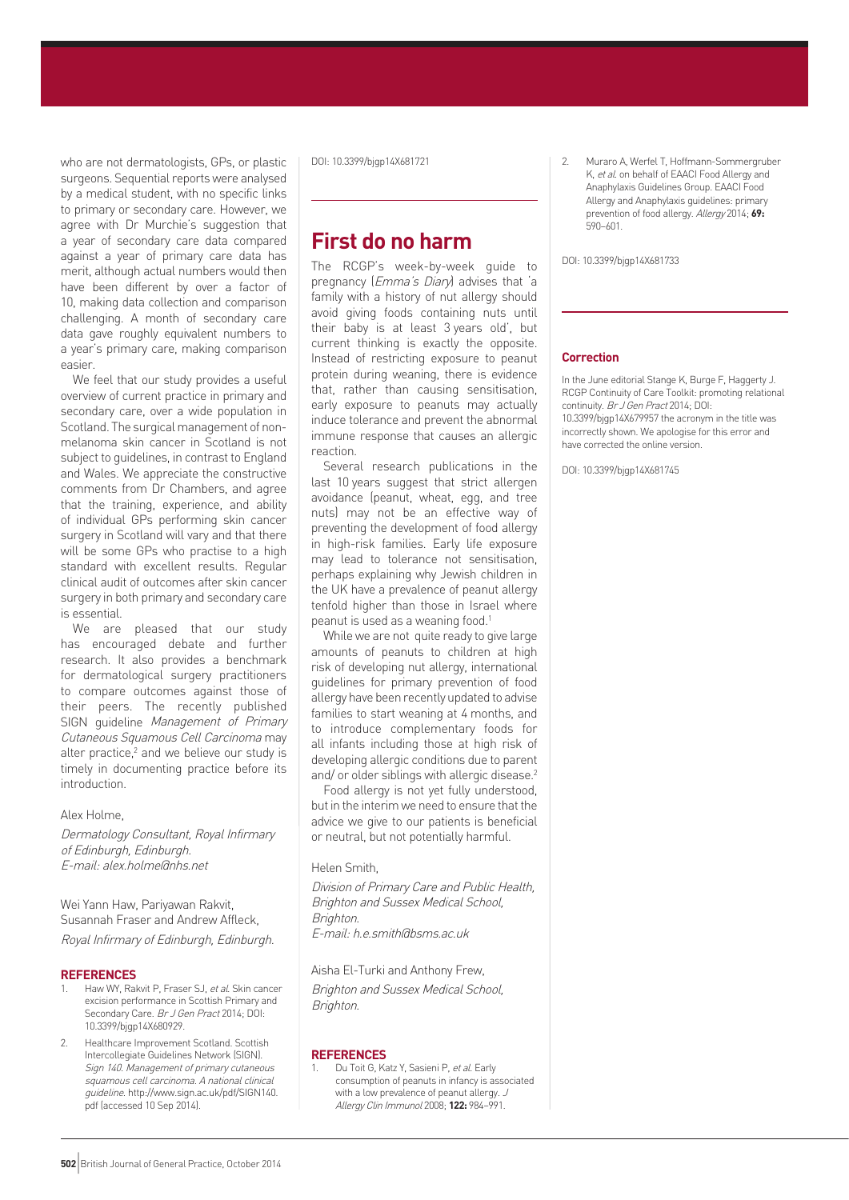who are not dermatologists, GPs, or plastic surgeons. Sequential reports were analysed by a medical student, with no specific links to primary or secondary care. However, we agree with Dr Murchie's suggestion that a year of secondary care data compared against a year of primary care data has merit, although actual numbers would then have been different by over a factor of 10, making data collection and comparison challenging. A month of secondary care data gave roughly equivalent numbers to a year's primary care, making comparison easier.

We feel that our study provides a useful overview of current practice in primary and secondary care, over a wide population in Scotland. The surgical management of non-melanoma skin cancer in Scotland is not subject to guidelines, in contrast to England and Wales. We appreciate the constructive comments from Dr Chambers, and agree that the training, experience, and ability of individual GPs performing skin cancer surgery in Scotland will vary and that there will be some GPs who practise to a high standard with excellent results. Regular clinical audit of outcomes after skin cancer surgery in both primary and secondary care is essential.

We are pleased that our study has encouraged debate and further research. It also provides a benchmark for dermatological surgery practitioners to compare outcomes against those of their peers. The recently published SIGN guideline *Management of Primary Cutaneous Squamous Cell Carcinoma* may alter practice,[2] and we believe our study is timely in documenting practice before its introduction.

Alex Holme,

*Dermatology Consultant, Royal Infirmary of Edinburgh, Edinburgh.*
*E-mail: alex.holme@nhs.net*

Wei Yann Haw, Pariyawan Rakvit, Susannah Fraser and Andrew Affleck,

*Royal Infirmary of Edinburgh, Edinburgh.*

**REFERENCES**

1. Haw WY, Rakvit P, Fraser SJ, *et al.* Skin cancer excision performance in Scottish Primary and Secondary Care. *Br J Gen Pract* 2014; DOI: 10.3399/bjgp14X680929.
2. Healthcare Improvement Scotland. Scottish Intercollegiate Guidelines Network (SIGN). *Sign 140. Management of primary cutaneous squamous cell carcinoma. A national clinical guideline.* http://www.sign.ac.uk/pdf/SIGN140.pdf (accessed 10 Sep 2014).

DOI: 10.3399/bjgp14X681721

## First do no harm

The RCGP's week-by-week guide to pregnancy (*Emma's Diary*) advises that 'a family with a history of nut allergy should avoid giving foods containing nuts until their baby is at least 3 years old', but current thinking is exactly the opposite. Instead of restricting exposure to peanut protein during weaning, there is evidence that, rather than causing sensitisation, early exposure to peanuts may actually induce tolerance and prevent the abnormal immune response that causes an allergic reaction.

Several research publications in the last 10 years suggest that strict allergen avoidance (peanut, wheat, egg, and tree nuts) may not be an effective way of preventing the development of food allergy in high-risk families. Early life exposure may lead to tolerance not sensitisation, perhaps explaining why Jewish children in the UK have a prevalence of peanut allergy tenfold higher than those in Israel where peanut is used as a weaning food.[1]

While we are not quite ready to give large amounts of peanuts to children at high risk of developing nut allergy, international guidelines for primary prevention of food allergy have been recently updated to advise families to start weaning at 4 months, and to introduce complementary foods for all infants including those at high risk of developing allergic conditions due to parent and/or older siblings with allergic disease.[2]

Food allergy is not yet fully understood, but in the interim we need to ensure that the advice we give to our patients is beneficial or neutral, but not potentially harmful.

Helen Smith,

*Division of Primary Care and Public Health, Brighton and Sussex Medical School, Brighton.*
*E-mail: h.e.smith@bsms.ac.uk*

Aisha El-Turki and Anthony Frew,

*Brighton and Sussex Medical School, Brighton.*

**REFERENCES**

1. Du Toit G, Katz Y, Sasieni P, *et al.* Early consumption of peanuts in infancy is associated with a low prevalence of peanut allergy. *J Allergy Clin Immunol* 2008; **122:** 984–991.
2. Muraro A, Werfel T, Hoffmann-Sommergruber K, *et al.* on behalf of EAACI Food Allergy and Anaphylaxis Guidelines Group. EAACI Food Allergy and Anaphylaxis guidelines: primary prevention of food allergy. *Allergy* 2014; **69:** 590–601.

DOI: 10.3399/bjgp14X681733

### Correction

In the June editorial Stange K, Burge F, Haggerty J. RCGP Continuity of Care Toolkit: promoting relational continuity. *Br J Gen Pract* 2014; DOI: 10.3399/bjgp14X679957 the acronym in the title was incorrectly shown. We apologise for this error and have corrected the online version.

DOI: 10.3399/bjgp14X681745